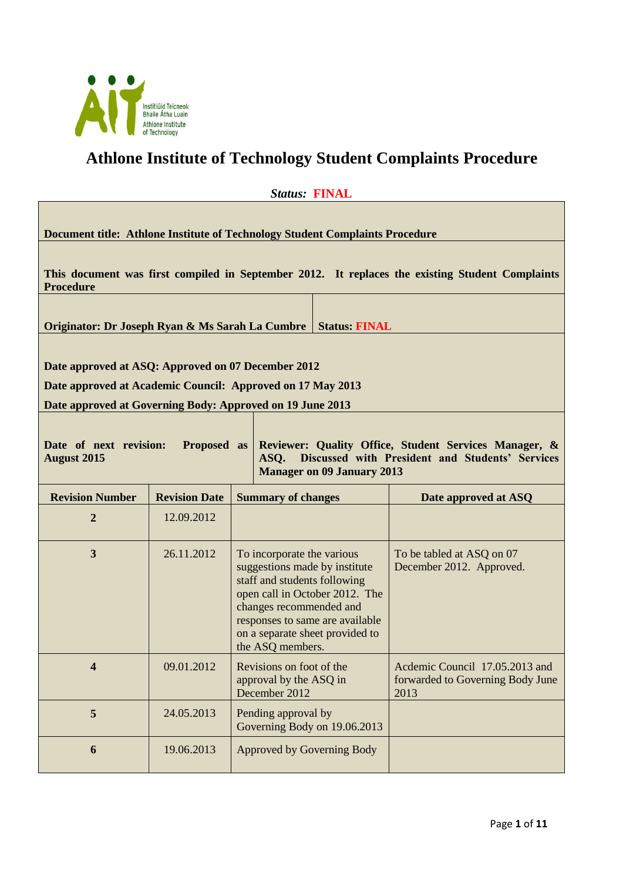# Athlone Institute of Technology Student Complaints Procedure

***Status:* FINAL**

**Document title: Athlone Institute of Technology Student Complaints Procedure**

**This document was first compiled in September 2012. It replaces the existing Student Complaints Procedure**

| **Originator: Dr Joseph Ryan & Ms Sarah La Cumbre** | **Status: FINAL** |
|---|---|

**Date approved at ASQ: Approved on 07 December 2012**

**Date approved at Academic Council: Approved on 17 May 2013**

**Date approved at Governing Body: Approved on 19 June 2013**

| **Date of next revision: Proposed as August 2015** | **Reviewer: Quality Office, Student Services Manager, & ASQ. Discussed with President and Students' Services Manager on 09 January 2013** |
|---|---|

| Revision Number | Revision Date | Summary of changes | Date approved at ASQ |
|---|---|---|---|
| **2** | 12.09.2012 | | |
| **3** | 26.11.2012 | To incorporate the various suggestions made by institute staff and students following open call in October 2012. The changes recommended and responses to same are available on a separate sheet provided to the ASQ members. | To be tabled at ASQ on 07 December 2012. Approved. |
| **4** | 09.01.2012 | Revisions on foot of the approval by the ASQ in December 2012 | Acdemic Council 17.05.2013 and forwarded to Governing Body June 2013 |
| **5** | 24.05.2013 | Pending approval by Governing Body on 19.06.2013 | |
| **6** | 19.06.2013 | Approved by Governing Body | |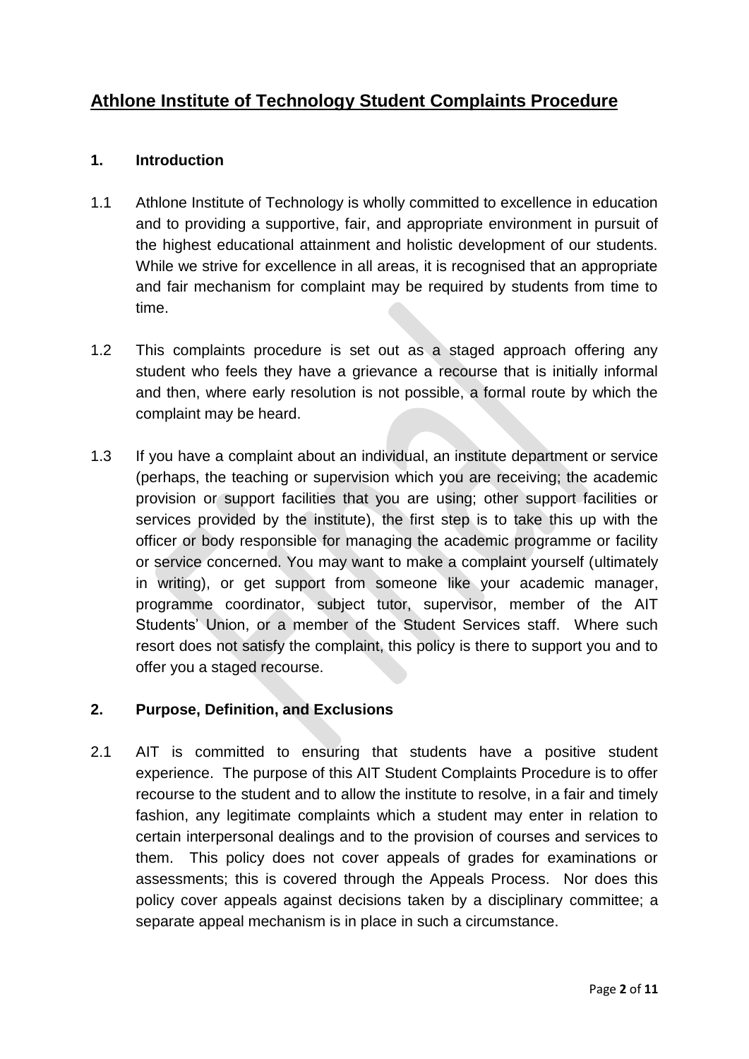# Athlone Institute of Technology Student Complaints Procedure

## 1. Introduction

1.1 Athlone Institute of Technology is wholly committed to excellence in education and to providing a supportive, fair, and appropriate environment in pursuit of the highest educational attainment and holistic development of our students. While we strive for excellence in all areas, it is recognised that an appropriate and fair mechanism for complaint may be required by students from time to time.

1.2 This complaints procedure is set out as a staged approach offering any student who feels they have a grievance a recourse that is initially informal and then, where early resolution is not possible, a formal route by which the complaint may be heard.

1.3 If you have a complaint about an individual, an institute department or service (perhaps, the teaching or supervision which you are receiving; the academic provision or support facilities that you are using; other support facilities or services provided by the institute), the first step is to take this up with the officer or body responsible for managing the academic programme or facility or service concerned. You may want to make a complaint yourself (ultimately in writing), or get support from someone like your academic manager, programme coordinator, subject tutor, supervisor, member of the AIT Students' Union, or a member of the Student Services staff. Where such resort does not satisfy the complaint, this policy is there to support you and to offer you a staged recourse.

## 2. Purpose, Definition, and Exclusions

2.1 AIT is committed to ensuring that students have a positive student experience. The purpose of this AIT Student Complaints Procedure is to offer recourse to the student and to allow the institute to resolve, in a fair and timely fashion, any legitimate complaints which a student may enter in relation to certain interpersonal dealings and to the provision of courses and services to them. This policy does not cover appeals of grades for examinations or assessments; this is covered through the Appeals Process. Nor does this policy cover appeals against decisions taken by a disciplinary committee; a separate appeal mechanism is in place in such a circumstance.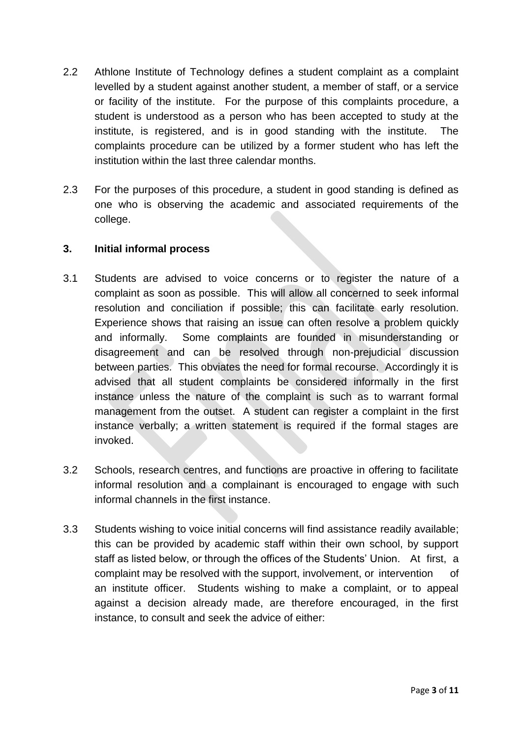2.2 Athlone Institute of Technology defines a student complaint as a complaint levelled by a student against another student, a member of staff, or a service or facility of the institute. For the purpose of this complaints procedure, a student is understood as a person who has been accepted to study at the institute, is registered, and is in good standing with the institute. The complaints procedure can be utilized by a former student who has left the institution within the last three calendar months.

2.3 For the purposes of this procedure, a student in good standing is defined as one who is observing the academic and associated requirements of the college.

## 3. Initial informal process

3.1 Students are advised to voice concerns or to register the nature of a complaint as soon as possible. This will allow all concerned to seek informal resolution and conciliation if possible; this can facilitate early resolution. Experience shows that raising an issue can often resolve a problem quickly and informally. Some complaints are founded in misunderstanding or disagreement and can be resolved through non-prejudicial discussion between parties. This obviates the need for formal recourse. Accordingly it is advised that all student complaints be considered informally in the first instance unless the nature of the complaint is such as to warrant formal management from the outset. A student can register a complaint in the first instance verbally; a written statement is required if the formal stages are invoked.

3.2 Schools, research centres, and functions are proactive in offering to facilitate informal resolution and a complainant is encouraged to engage with such informal channels in the first instance.

3.3 Students wishing to voice initial concerns will find assistance readily available; this can be provided by academic staff within their own school, by support staff as listed below, or through the offices of the Students' Union. At first, a complaint may be resolved with the support, involvement, or intervention of an institute officer. Students wishing to make a complaint, or to appeal against a decision already made, are therefore encouraged, in the first instance, to consult and seek the advice of either: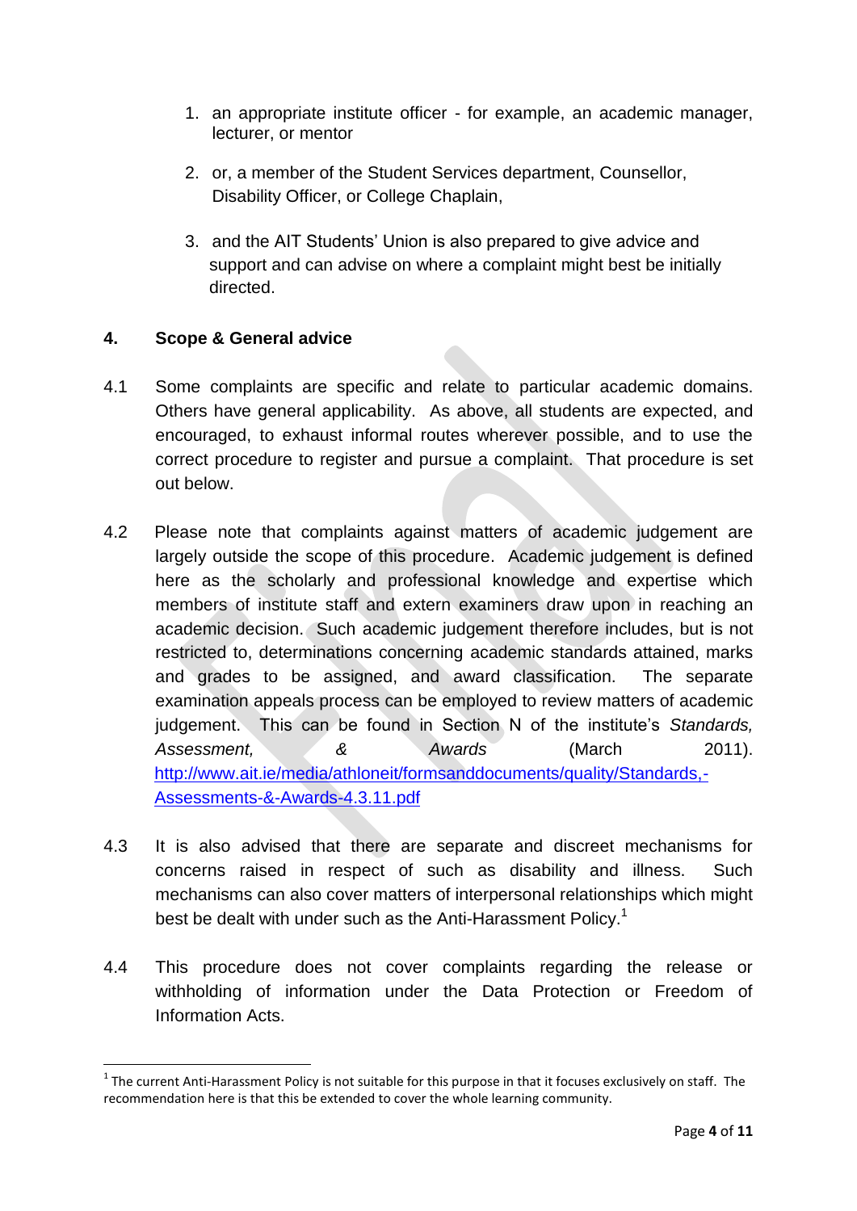1. an appropriate institute officer - for example, an academic manager, lecturer, or mentor

2. or, a member of the Student Services department, Counsellor, Disability Officer, or College Chaplain,

3. and the AIT Students' Union is also prepared to give advice and support and can advise on where a complaint might best be initially directed.

## 4. Scope & General advice

4.1 Some complaints are specific and relate to particular academic domains. Others have general applicability. As above, all students are expected, and encouraged, to exhaust informal routes wherever possible, and to use the correct procedure to register and pursue a complaint. That procedure is set out below.

4.2 Please note that complaints against matters of academic judgement are largely outside the scope of this procedure. Academic judgement is defined here as the scholarly and professional knowledge and expertise which members of institute staff and extern examiners draw upon in reaching an academic decision. Such academic judgement therefore includes, but is not restricted to, determinations concerning academic standards attained, marks and grades to be assigned, and award classification. The separate examination appeals process can be employed to review matters of academic judgement. This can be found in Section N of the institute's *Standards, Assessment, & Awards* (March 2011). [http://www.ait.ie/media/athloneit/formsanddocuments/quality/Standards,-Assessments-&-Awards-4.3.11.pdf](http://www.ait.ie/media/athloneit/formsanddocuments/quality/Standards,-Assessments-&-Awards-4.3.11.pdf)

4.3 It is also advised that there are separate and discreet mechanisms for concerns raised in respect of such as disability and illness. Such mechanisms can also cover matters of interpersonal relationships which might best be dealt with under such as the Anti-Harassment Policy.[1]

4.4 This procedure does not cover complaints regarding the release or withholding of information under the Data Protection or Freedom of Information Acts.

---

[1] The current Anti-Harassment Policy is not suitable for this purpose in that it focuses exclusively on staff. The recommendation here is that this be extended to cover the whole learning community.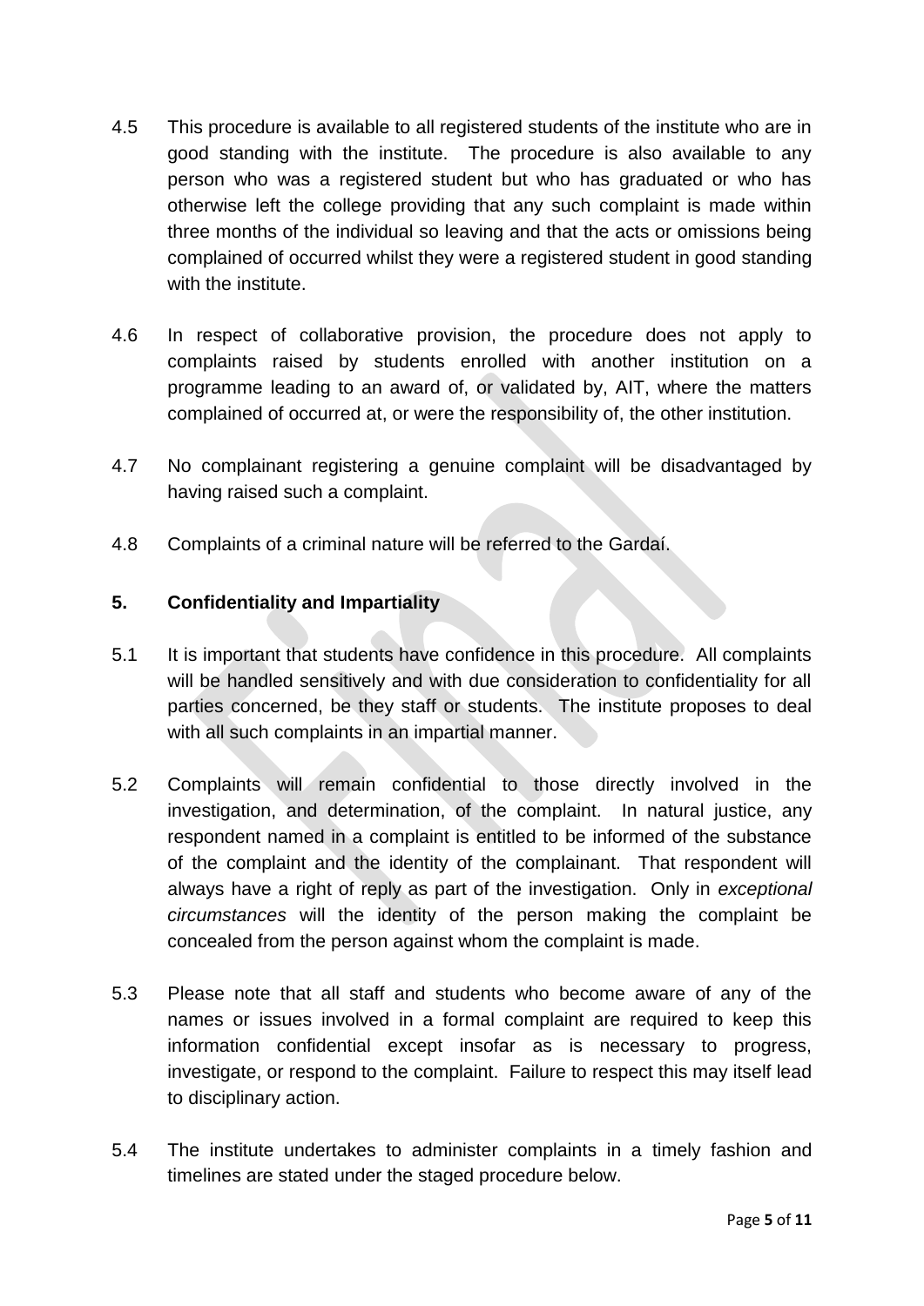4.5 This procedure is available to all registered students of the institute who are in good standing with the institute. The procedure is also available to any person who was a registered student but who has graduated or who has otherwise left the college providing that any such complaint is made within three months of the individual so leaving and that the acts or omissions being complained of occurred whilst they were a registered student in good standing with the institute.

4.6 In respect of collaborative provision, the procedure does not apply to complaints raised by students enrolled with another institution on a programme leading to an award of, or validated by, AIT, where the matters complained of occurred at, or were the responsibility of, the other institution.

4.7 No complainant registering a genuine complaint will be disadvantaged by having raised such a complaint.

4.8 Complaints of a criminal nature will be referred to the Gardaí.

## 5. Confidentiality and Impartiality

5.1 It is important that students have confidence in this procedure. All complaints will be handled sensitively and with due consideration to confidentiality for all parties concerned, be they staff or students. The institute proposes to deal with all such complaints in an impartial manner.

5.2 Complaints will remain confidential to those directly involved in the investigation, and determination, of the complaint. In natural justice, any respondent named in a complaint is entitled to be informed of the substance of the complaint and the identity of the complainant. That respondent will always have a right of reply as part of the investigation. Only in *exceptional circumstances* will the identity of the person making the complaint be concealed from the person against whom the complaint is made.

5.3 Please note that all staff and students who become aware of any of the names or issues involved in a formal complaint are required to keep this information confidential except insofar as is necessary to progress, investigate, or respond to the complaint. Failure to respect this may itself lead to disciplinary action.

5.4 The institute undertakes to administer complaints in a timely fashion and timelines are stated under the staged procedure below.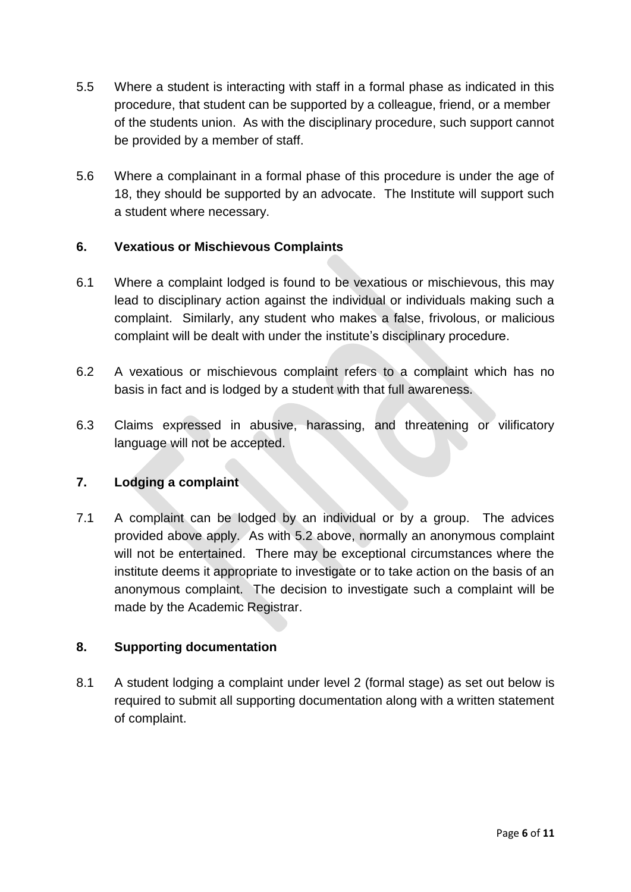5.5 Where a student is interacting with staff in a formal phase as indicated in this procedure, that student can be supported by a colleague, friend, or a member of the students union. As with the disciplinary procedure, such support cannot be provided by a member of staff.

5.6 Where a complainant in a formal phase of this procedure is under the age of 18, they should be supported by an advocate. The Institute will support such a student where necessary.

## 6. Vexatious or Mischievous Complaints

6.1 Where a complaint lodged is found to be vexatious or mischievous, this may lead to disciplinary action against the individual or individuals making such a complaint. Similarly, any student who makes a false, frivolous, or malicious complaint will be dealt with under the institute's disciplinary procedure.

6.2 A vexatious or mischievous complaint refers to a complaint which has no basis in fact and is lodged by a student with that full awareness.

6.3 Claims expressed in abusive, harassing, and threatening or vilificatory language will not be accepted.

## 7. Lodging a complaint

7.1 A complaint can be lodged by an individual or by a group. The advices provided above apply. As with 5.2 above, normally an anonymous complaint will not be entertained. There may be exceptional circumstances where the institute deems it appropriate to investigate or to take action on the basis of an anonymous complaint. The decision to investigate such a complaint will be made by the Academic Registrar.

## 8. Supporting documentation

8.1 A student lodging a complaint under level 2 (formal stage) as set out below is required to submit all supporting documentation along with a written statement of complaint.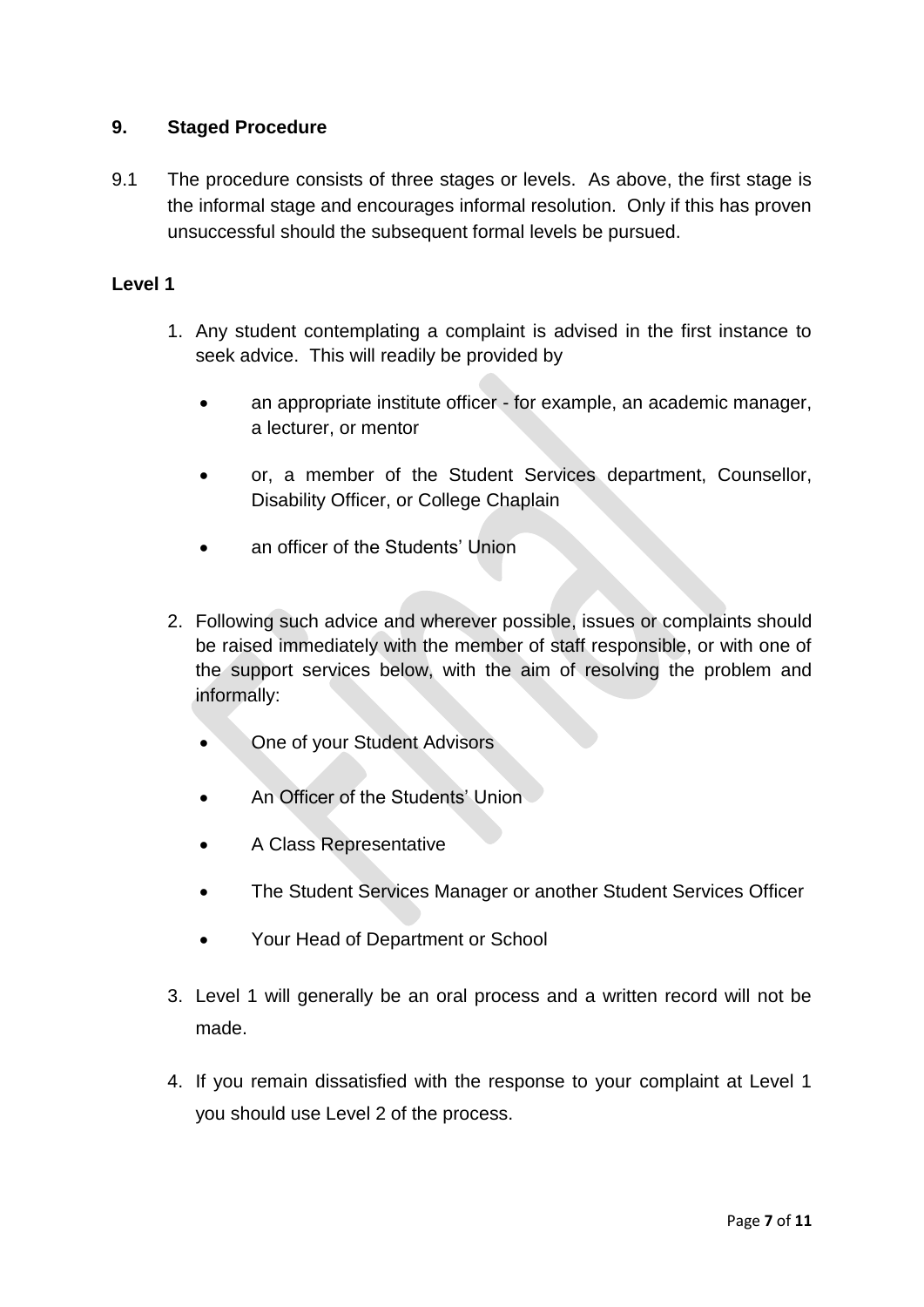## 9. Staged Procedure

9.1 The procedure consists of three stages or levels. As above, the first stage is the informal stage and encourages informal resolution. Only if this has proven unsuccessful should the subsequent formal levels be pursued.

### Level 1

1. Any student contemplating a complaint is advised in the first instance to seek advice. This will readily be provided by

   - an appropriate institute officer - for example, an academic manager, a lecturer, or mentor
   - or, a member of the Student Services department, Counsellor, Disability Officer, or College Chaplain
   - an officer of the Students' Union

2. Following such advice and wherever possible, issues or complaints should be raised immediately with the member of staff responsible, or with one of the support services below, with the aim of resolving the problem and informally:

   - One of your Student Advisors
   - An Officer of the Students' Union
   - A Class Representative
   - The Student Services Manager or another Student Services Officer
   - Your Head of Department or School

3. Level 1 will generally be an oral process and a written record will not be made.

4. If you remain dissatisfied with the response to your complaint at Level 1 you should use Level 2 of the process.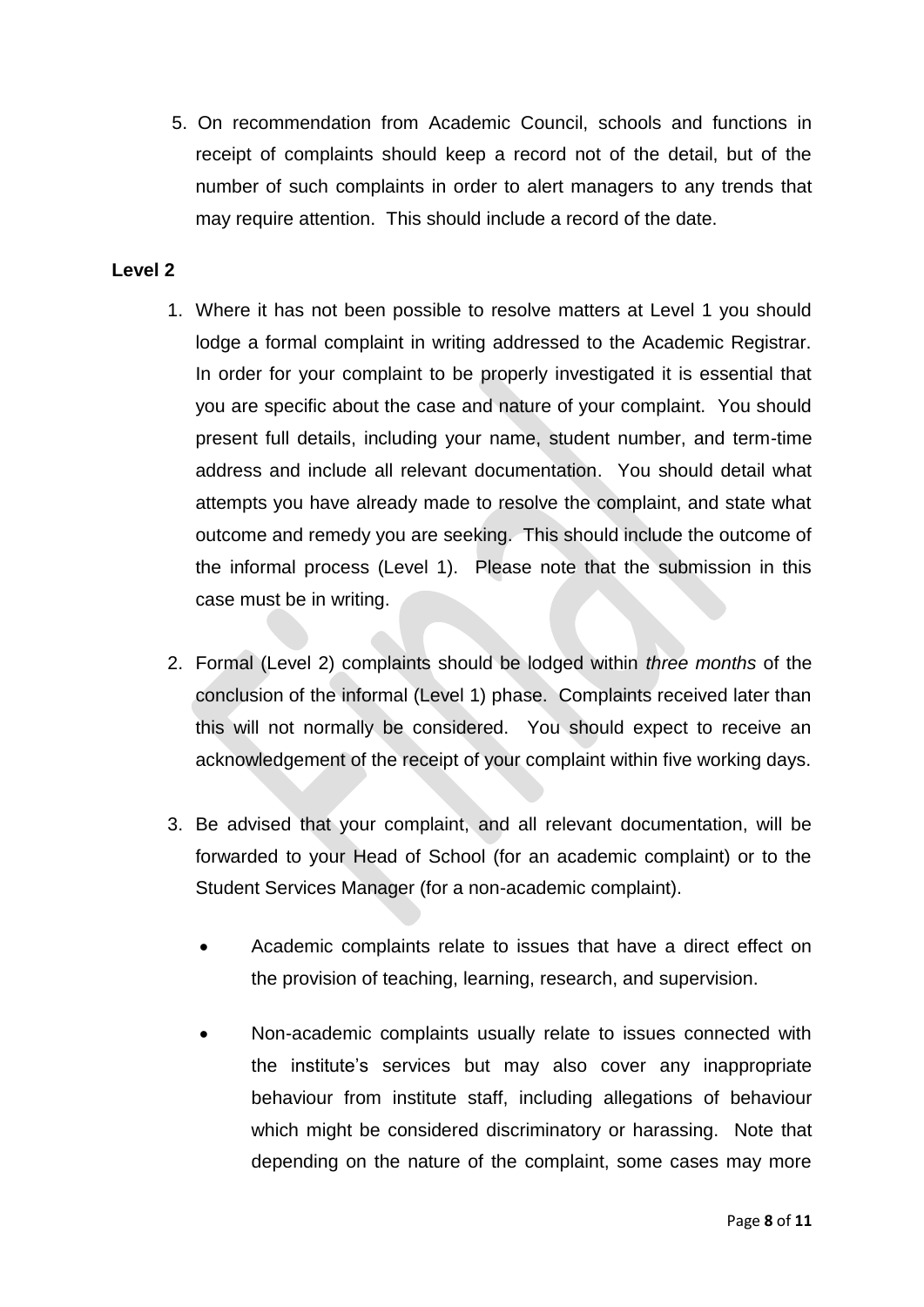5. On recommendation from Academic Council, schools and functions in receipt of complaints should keep a record not of the detail, but of the number of such complaints in order to alert managers to any trends that may require attention. This should include a record of the date.

**Level 2**

1. Where it has not been possible to resolve matters at Level 1 you should lodge a formal complaint in writing addressed to the Academic Registrar. In order for your complaint to be properly investigated it is essential that you are specific about the case and nature of your complaint. You should present full details, including your name, student number, and term-time address and include all relevant documentation. You should detail what attempts you have already made to resolve the complaint, and state what outcome and remedy you are seeking. This should include the outcome of the informal process (Level 1). Please note that the submission in this case must be in writing.

2. Formal (Level 2) complaints should be lodged within *three months* of the conclusion of the informal (Level 1) phase. Complaints received later than this will not normally be considered. You should expect to receive an acknowledgement of the receipt of your complaint within five working days.

3. Be advised that your complaint, and all relevant documentation, will be forwarded to your Head of School (for an academic complaint) or to the Student Services Manager (for a non-academic complaint).

    - Academic complaints relate to issues that have a direct effect on the provision of teaching, learning, research, and supervision.

    - Non-academic complaints usually relate to issues connected with the institute's services but may also cover any inappropriate behaviour from institute staff, including allegations of behaviour which might be considered discriminatory or harassing. Note that depending on the nature of the complaint, some cases may more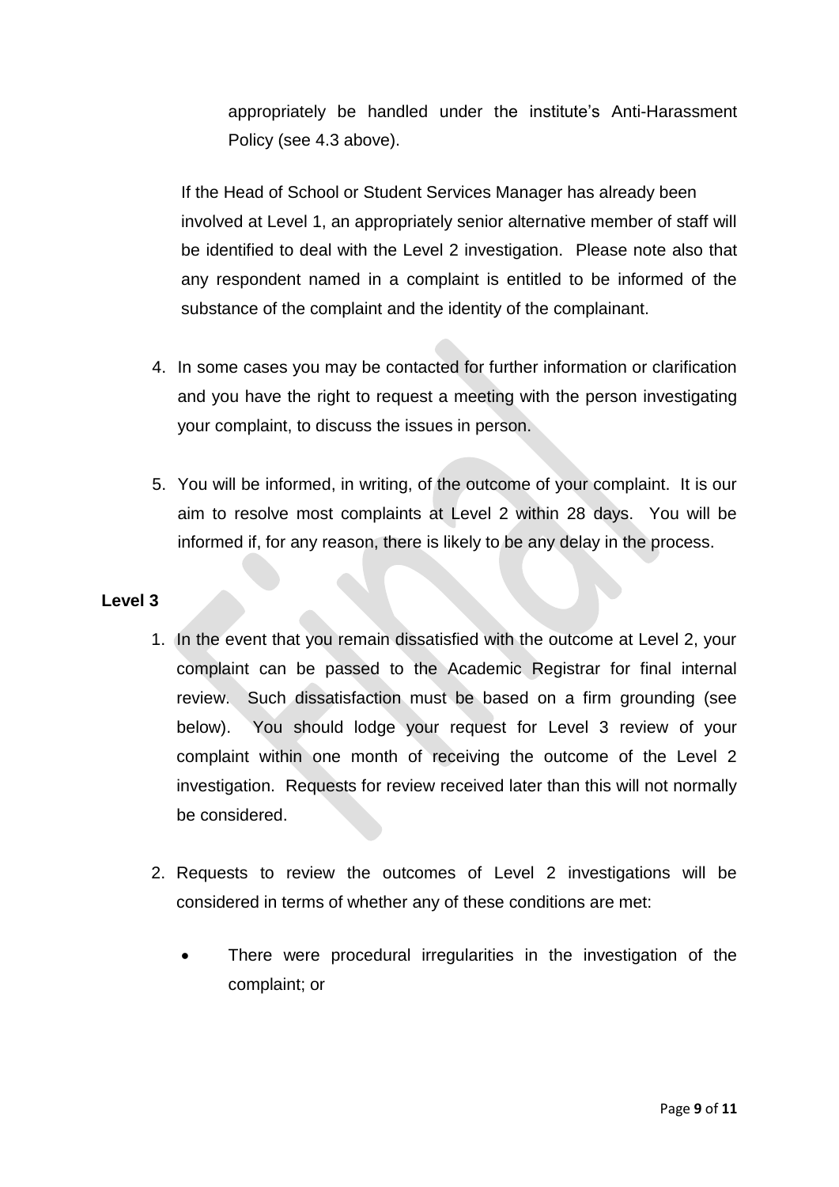appropriately be handled under the institute's Anti-Harassment Policy (see 4.3 above).

If the Head of School or Student Services Manager has already been involved at Level 1, an appropriately senior alternative member of staff will be identified to deal with the Level 2 investigation. Please note also that any respondent named in a complaint is entitled to be informed of the substance of the complaint and the identity of the complainant.

4. In some cases you may be contacted for further information or clarification and you have the right to request a meeting with the person investigating your complaint, to discuss the issues in person.

5. You will be informed, in writing, of the outcome of your complaint. It is our aim to resolve most complaints at Level 2 within 28 days. You will be informed if, for any reason, there is likely to be any delay in the process.

**Level 3**

1. In the event that you remain dissatisfied with the outcome at Level 2, your complaint can be passed to the Academic Registrar for final internal review. Such dissatisfaction must be based on a firm grounding (see below). You should lodge your request for Level 3 review of your complaint within one month of receiving the outcome of the Level 2 investigation. Requests for review received later than this will not normally be considered.

2. Requests to review the outcomes of Level 2 investigations will be considered in terms of whether any of these conditions are met:

    - There were procedural irregularities in the investigation of the complaint; or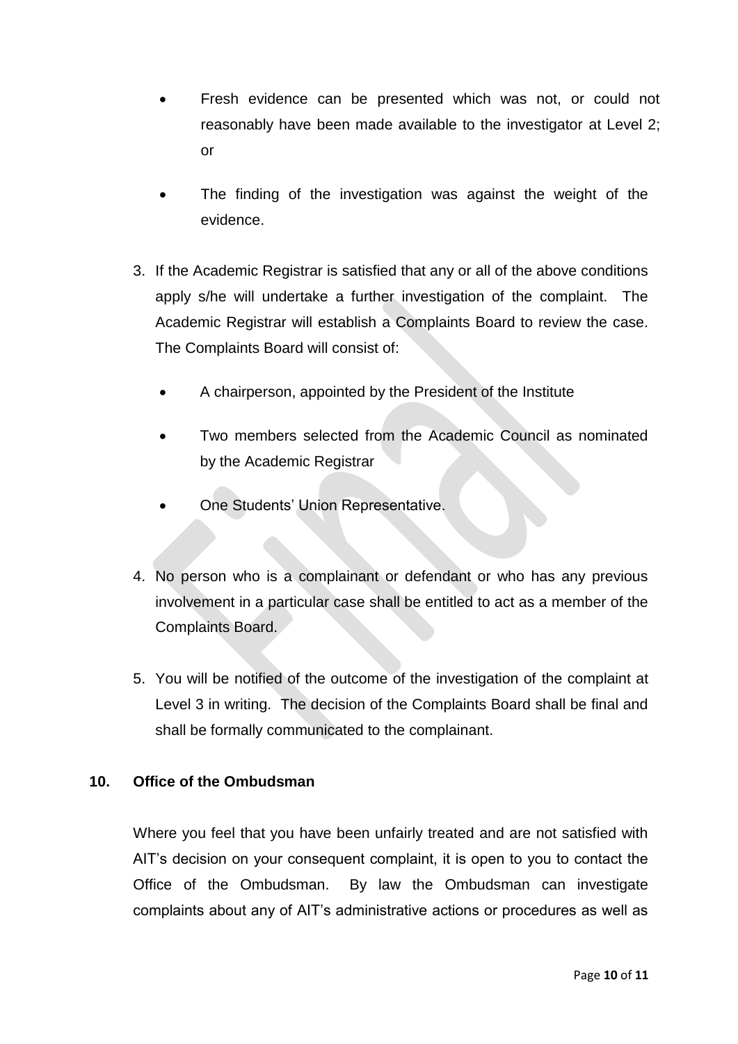- Fresh evidence can be presented which was not, or could not reasonably have been made available to the investigator at Level 2; or
- The finding of the investigation was against the weight of the evidence.

3. If the Academic Registrar is satisfied that any or all of the above conditions apply s/he will undertake a further investigation of the complaint. The Academic Registrar will establish a Complaints Board to review the case. The Complaints Board will consist of:

   - A chairperson, appointed by the President of the Institute
   - Two members selected from the Academic Council as nominated by the Academic Registrar
   - One Students' Union Representative.

4. No person who is a complainant or defendant or who has any previous involvement in a particular case shall be entitled to act as a member of the Complaints Board.

5. You will be notified of the outcome of the investigation of the complaint at Level 3 in writing. The decision of the Complaints Board shall be final and shall be formally communicated to the complainant.

## 10. Office of the Ombudsman

Where you feel that you have been unfairly treated and are not satisfied with AIT's decision on your consequent complaint, it is open to you to contact the Office of the Ombudsman. By law the Ombudsman can investigate complaints about any of AIT's administrative actions or procedures as well as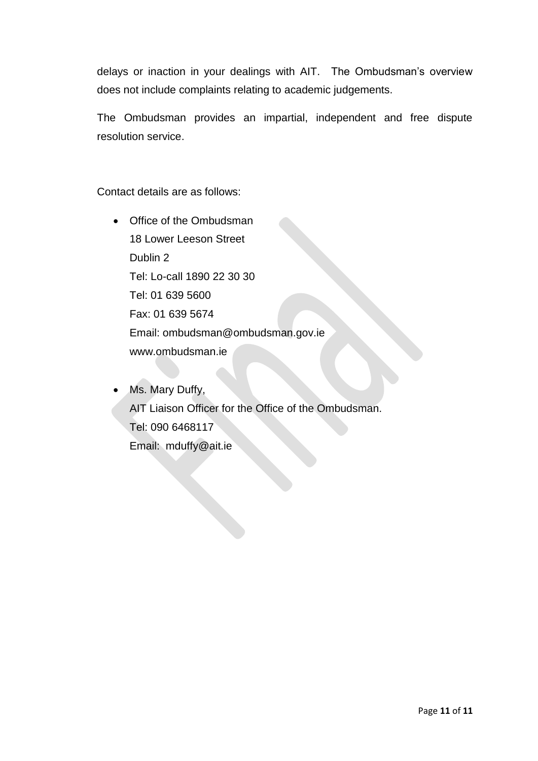delays or inaction in your dealings with AIT. The Ombudsman's overview does not include complaints relating to academic judgements.

The Ombudsman provides an impartial, independent and free dispute resolution service.

Contact details are as follows:

- Office of the Ombudsman
  18 Lower Leeson Street
  Dublin 2
  Tel: Lo-call 1890 22 30 30
  Tel: 01 639 5600
  Fax: 01 639 5674
  Email: ombudsman@ombudsman.gov.ie
  www.ombudsman.ie

- Ms. Mary Duffy,
  AIT Liaison Officer for the Office of the Ombudsman.
  Tel: 090 6468117
  Email: mduffy@ait.ie